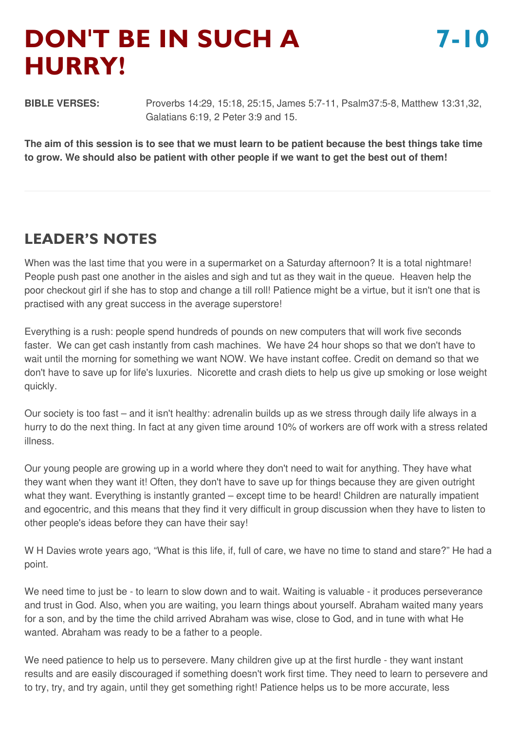# DON'T BE IN SUCH A HURRY!

**7-10**

**BIBLE VERSES:** Proverbs 14:29, 15:18, 25:15, James 5:7-11, Psalm37:5-8, Matthew 13:31,32, Galatians 6:19, 2 Peter 3:9 and 15.

**The aim of this session is to see that we must learn to be patient because the best things take time to grow. We should also be patient with other people if we want to get the best out of them!**

---

## LEADER'S NOTES

When was the last time that you were in a supermarket on a Saturday afternoon? It is a total nightmare! People push past one another in the aisles and sigh and tut as they wait in the queue. Heaven help the poor checkout girl if she has to stop and change a till roll! Patience might be a virtue, but it isn't one that is practised with any great success in the average superstore!

Everything is a rush: people spend hundreds of pounds on new computers that will work five seconds faster. We can get cash instantly from cash machines. We have 24 hour shops so that we don't have to wait until the morning for something we want NOW. We have instant coffee. Credit on demand so that we don't have to save up for life's luxuries. Nicorette and crash diets to help us give up smoking or lose weight quickly.

Our society is too fast – and it isn't healthy: adrenalin builds up as we stress through daily life always in a hurry to do the next thing. In fact at any given time around 10% of workers are off work with a stress related illness.

Our young people are growing up in a world where they don't need to wait for anything. They have what they want when they want it! Often, they don't have to save up for things because they are given outright what they want. Everything is instantly granted – except time to be heard! Children are naturally impatient and egocentric, and this means that they find it very difficult in group discussion when they have to listen to other people's ideas before they can have their say!

W H Davies wrote years ago, "What is this life, if, full of care, we have no time to stand and stare?" He had a point.

We need time to just be - to learn to slow down and to wait. Waiting is valuable - it produces perseverance and trust in God. Also, when you are waiting, you learn things about yourself. Abraham waited many years for a son, and by the time the child arrived Abraham was wise, close to God, and in tune with what He wanted. Abraham was ready to be a father to a people.

We need patience to help us to persevere. Many children give up at the first hurdle - they want instant results and are easily discouraged if something doesn't work first time. They need to learn to persevere and to try, try, and try again, until they get something right! Patience helps us to be more accurate, less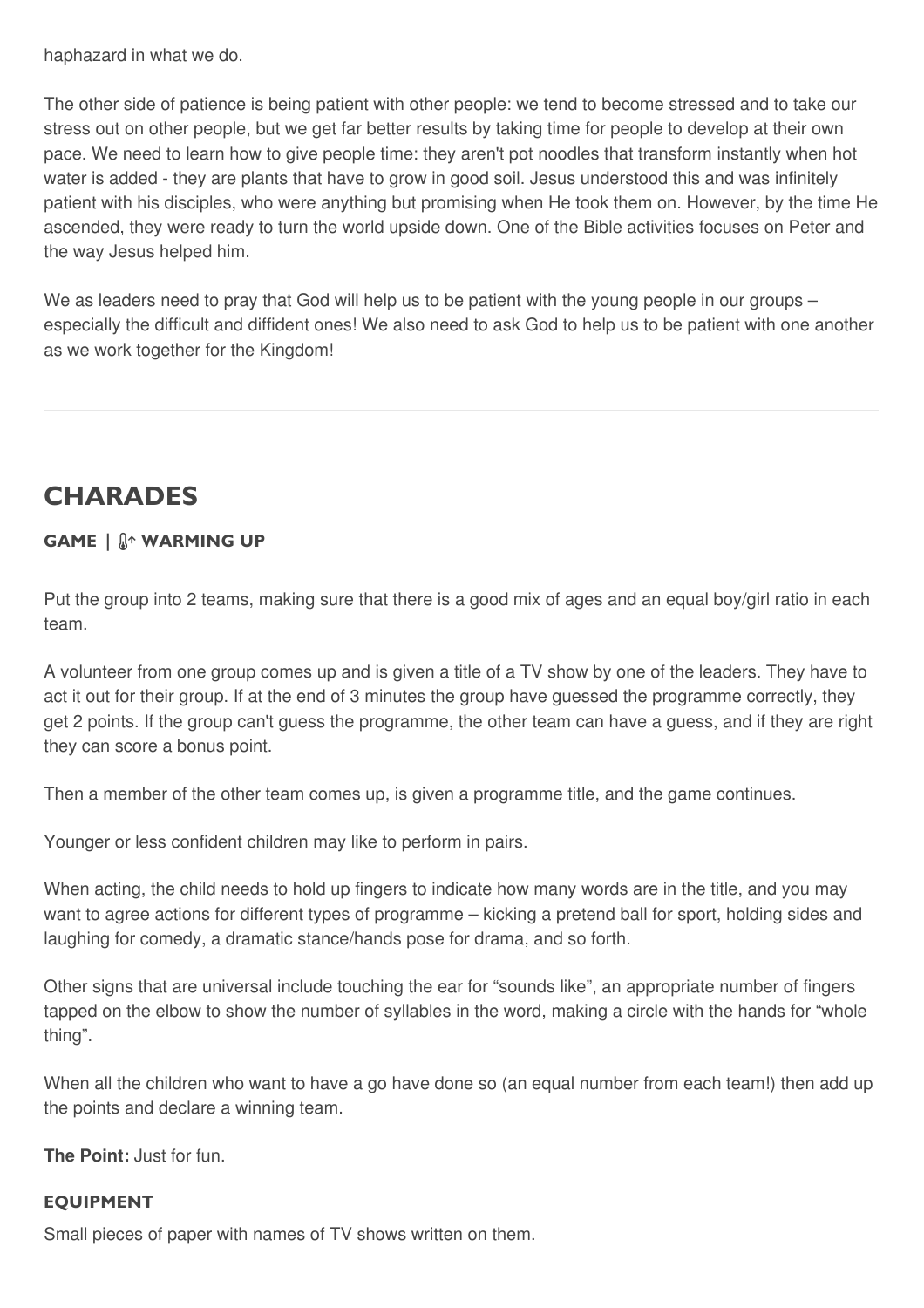haphazard in what we do.

The other side of patience is being patient with other people: we tend to become stressed and to take our stress out on other people, but we get far better results by taking time for people to develop at their own pace. We need to learn how to give people time: they aren't pot noodles that transform instantly when hot water is added - they are plants that have to grow in good soil. Jesus understood this and was infinitely patient with his disciples, who were anything but promising when He took them on. However, by the time He ascended, they were ready to turn the world upside down. One of the Bible activities focuses on Peter and the way Jesus helped him.

We as leaders need to pray that God will help us to be patient with the young people in our groups – especially the difficult and diffident ones! We also need to ask God to help us to be patient with one another as we work together for the Kingdom!

---

## CHARADES

**GAME | WARMING UP**

Put the group into 2 teams, making sure that there is a good mix of ages and an equal boy/girl ratio in each team.

A volunteer from one group comes up and is given a title of a TV show by one of the leaders. They have to act it out for their group. If at the end of 3 minutes the group have guessed the programme correctly, they get 2 points. If the group can't guess the programme, the other team can have a guess, and if they are right they can score a bonus point.

Then a member of the other team comes up, is given a programme title, and the game continues.

Younger or less confident children may like to perform in pairs.

When acting, the child needs to hold up fingers to indicate how many words are in the title, and you may want to agree actions for different types of programme – kicking a pretend ball for sport, holding sides and laughing for comedy, a dramatic stance/hands pose for drama, and so forth.

Other signs that are universal include touching the ear for "sounds like", an appropriate number of fingers tapped on the elbow to show the number of syllables in the word, making a circle with the hands for "whole thing".

When all the children who want to have a go have done so (an equal number from each team!) then add up the points and declare a winning team.

**The Point:** Just for fun.

#### EQUIPMENT

Small pieces of paper with names of TV shows written on them.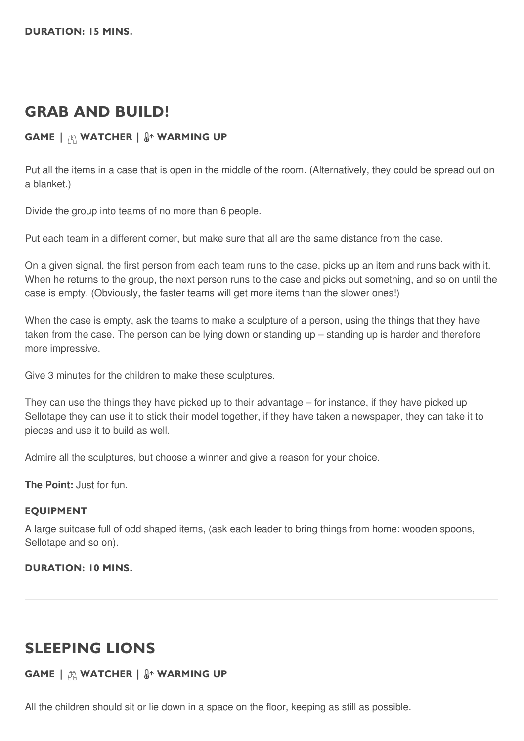**DURATION: 15 MINS.**

---

## GRAB AND BUILD!

**GAME | WATCHER | WARMING UP**

Put all the items in a case that is open in the middle of the room. (Alternatively, they could be spread out on a blanket.)

Divide the group into teams of no more than 6 people.

Put each team in a different corner, but make sure that all are the same distance from the case.

On a given signal, the first person from each team runs to the case, picks up an item and runs back with it. When he returns to the group, the next person runs to the case and picks out something, and so on until the case is empty. (Obviously, the faster teams will get more items than the slower ones!)

When the case is empty, ask the teams to make a sculpture of a person, using the things that they have taken from the case. The person can be lying down or standing up – standing up is harder and therefore more impressive.

Give 3 minutes for the children to make these sculptures.

They can use the things they have picked up to their advantage – for instance, if they have picked up Sellotape they can use it to stick their model together, if they have taken a newspaper, they can take it to pieces and use it to build as well.

Admire all the sculptures, but choose a winner and give a reason for your choice.

**The Point:** Just for fun.

#### EQUIPMENT

A large suitcase full of odd shaped items, (ask each leader to bring things from home: wooden spoons, Sellotape and so on).

**DURATION: 10 MINS.**

---

## SLEEPING LIONS

**GAME | WATCHER | WARMING UP**

All the children should sit or lie down in a space on the floor, keeping as still as possible.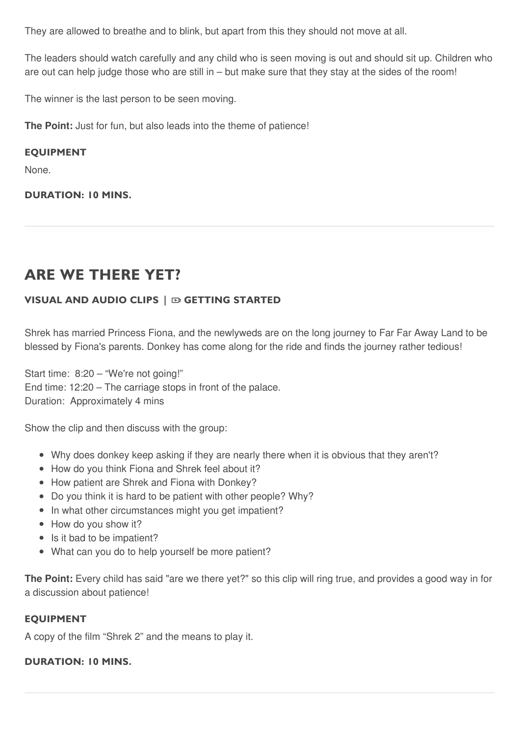They are allowed to breathe and to blink, but apart from this they should not move at all.

The leaders should watch carefully and any child who is seen moving is out and should sit up. Children who are out can help judge those who are still in – but make sure that they stay at the sides of the room!

The winner is the last person to be seen moving.

**The Point:** Just for fun, but also leads into the theme of patience!

#### EQUIPMENT

None.

#### DURATION: 10 MINS.

---

## ARE WE THERE YET?

#### VISUAL AND AUDIO CLIPS | GETTING STARTED

Shrek has married Princess Fiona, and the newlyweds are on the long journey to Far Far Away Land to be blessed by Fiona's parents. Donkey has come along for the ride and finds the journey rather tedious!

Start time: 8:20 – "We're not going!"
End time: 12:20 – The carriage stops in front of the palace.
Duration: Approximately 4 mins

Show the clip and then discuss with the group:

- Why does donkey keep asking if they are nearly there when it is obvious that they aren't?
- How do you think Fiona and Shrek feel about it?
- How patient are Shrek and Fiona with Donkey?
- Do you think it is hard to be patient with other people? Why?
- In what other circumstances might you get impatient?
- How do you show it?
- Is it bad to be impatient?
- What can you do to help yourself be more patient?

**The Point:** Every child has said "are we there yet?" so this clip will ring true, and provides a good way in for a discussion about patience!

#### EQUIPMENT

A copy of the film "Shrek 2" and the means to play it.

#### DURATION: 10 MINS.

---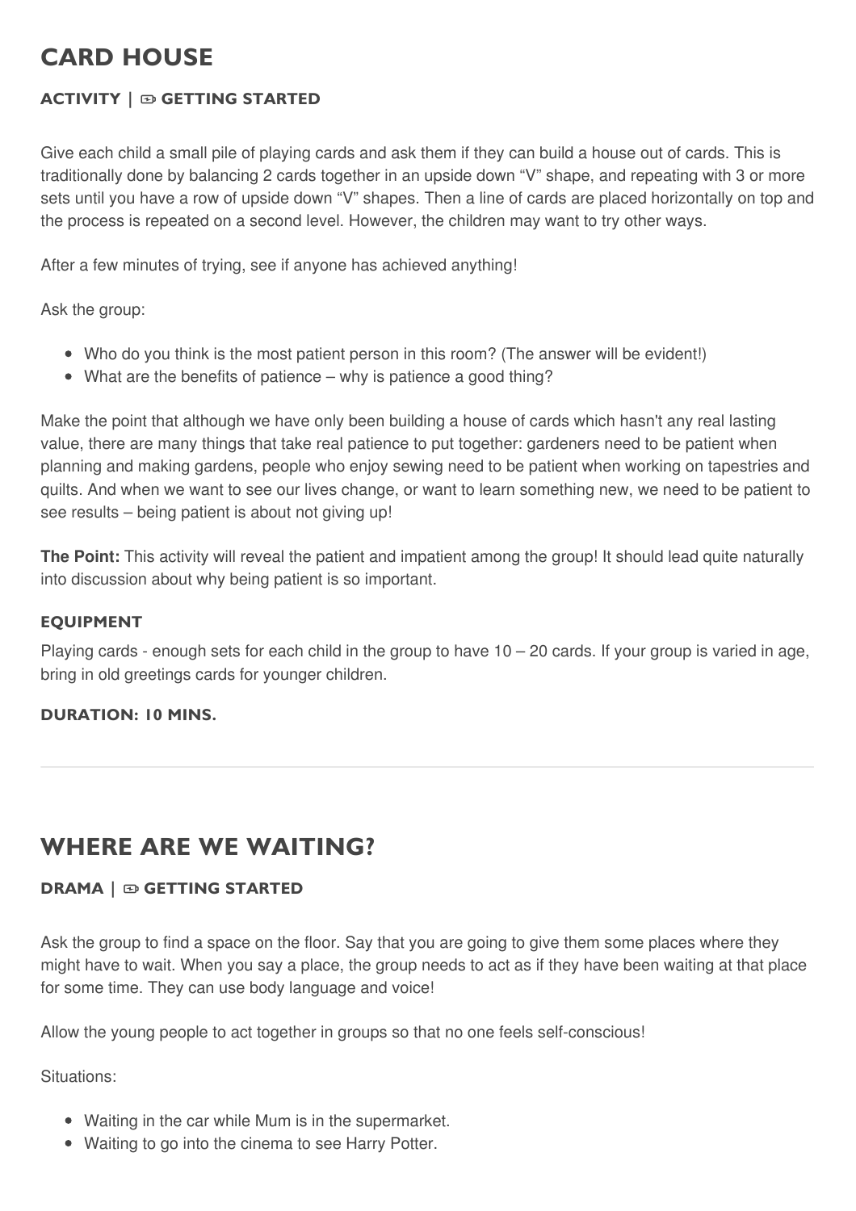## CARD HOUSE

**ACTIVITY | GETTING STARTED**

Give each child a small pile of playing cards and ask them if they can build a house out of cards. This is traditionally done by balancing 2 cards together in an upside down "V" shape, and repeating with 3 or more sets until you have a row of upside down "V" shapes. Then a line of cards are placed horizontally on top and the process is repeated on a second level. However, the children may want to try other ways.

After a few minutes of trying, see if anyone has achieved anything!

Ask the group:

- Who do you think is the most patient person in this room? (The answer will be evident!)
- What are the benefits of patience – why is patience a good thing?

Make the point that although we have only been building a house of cards which hasn't any real lasting value, there are many things that take real patience to put together: gardeners need to be patient when planning and making gardens, people who enjoy sewing need to be patient when working on tapestries and quilts. And when we want to see our lives change, or want to learn something new, we need to be patient to see results – being patient is about not giving up!

**The Point:** This activity will reveal the patient and impatient among the group! It should lead quite naturally into discussion about why being patient is so important.

**EQUIPMENT**

Playing cards - enough sets for each child in the group to have 10 – 20 cards. If your group is varied in age, bring in old greetings cards for younger children.

**DURATION: 10 MINS.**

---

## WHERE ARE WE WAITING?

**DRAMA | GETTING STARTED**

Ask the group to find a space on the floor. Say that you are going to give them some places where they might have to wait. When you say a place, the group needs to act as if they have been waiting at that place for some time. They can use body language and voice!

Allow the young people to act together in groups so that no one feels self-conscious!

Situations:

- Waiting in the car while Mum is in the supermarket.
- Waiting to go into the cinema to see Harry Potter.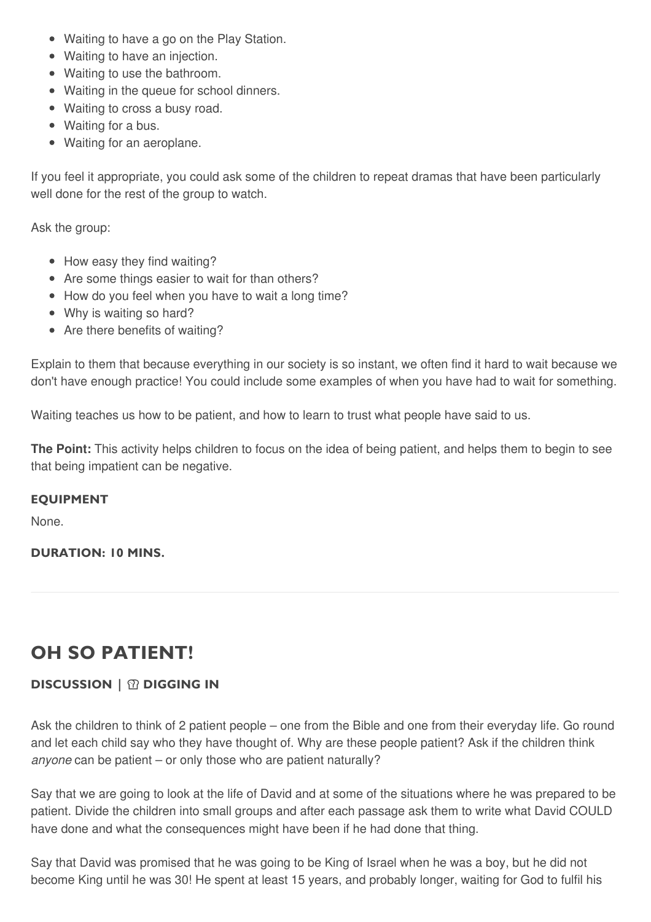- Waiting to have a go on the Play Station.
- Waiting to have an injection.
- Waiting to use the bathroom.
- Waiting in the queue for school dinners.
- Waiting to cross a busy road.
- Waiting for a bus.
- Waiting for an aeroplane.

If you feel it appropriate, you could ask some of the children to repeat dramas that have been particularly well done for the rest of the group to watch.

Ask the group:

- How easy they find waiting?
- Are some things easier to wait for than others?
- How do you feel when you have to wait a long time?
- Why is waiting so hard?
- Are there benefits of waiting?

Explain to them that because everything in our society is so instant, we often find it hard to wait because we don't have enough practice! You could include some examples of when you have had to wait for something.

Waiting teaches us how to be patient, and how to learn to trust what people have said to us.

**The Point:** This activity helps children to focus on the idea of being patient, and helps them to begin to see that being impatient can be negative.

#### EQUIPMENT

None.

#### DURATION: 10 MINS.

---

## OH SO PATIENT!

#### DISCUSSION | DIGGING IN

Ask the children to think of 2 patient people – one from the Bible and one from their everyday life. Go round and let each child say who they have thought of. Why are these people patient? Ask if the children think *anyone* can be patient – or only those who are patient naturally?

Say that we are going to look at the life of David and at some of the situations where he was prepared to be patient. Divide the children into small groups and after each passage ask them to write what David COULD have done and what the consequences might have been if he had done that thing.

Say that David was promised that he was going to be King of Israel when he was a boy, but he did not become King until he was 30! He spent at least 15 years, and probably longer, waiting for God to fulfil his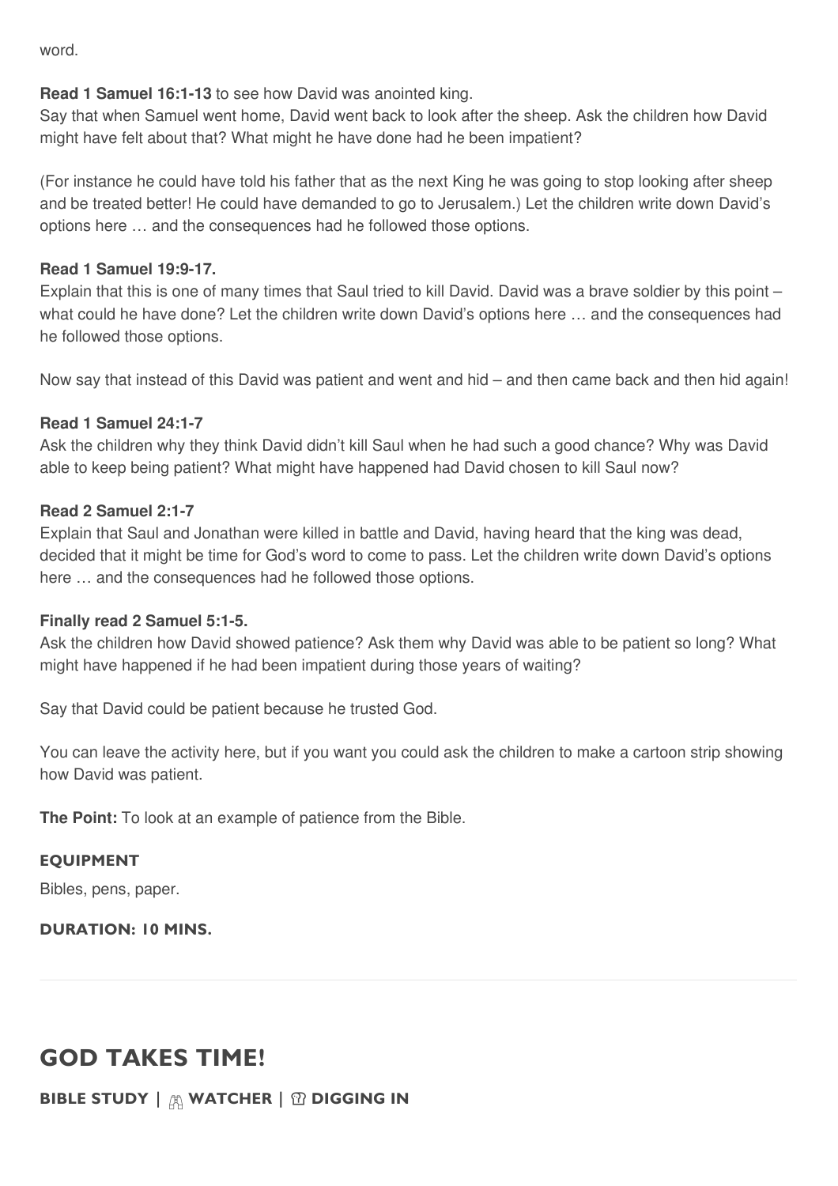word.

**Read 1 Samuel 16:1-13** to see how David was anointed king.
Say that when Samuel went home, David went back to look after the sheep. Ask the children how David might have felt about that? What might he have done had he been impatient?

(For instance he could have told his father that as the next King he was going to stop looking after sheep and be treated better! He could have demanded to go to Jerusalem.) Let the children write down David's options here … and the consequences had he followed those options.

**Read 1 Samuel 19:9-17.**
Explain that this is one of many times that Saul tried to kill David. David was a brave soldier by this point – what could he have done? Let the children write down David's options here … and the consequences had he followed those options.

Now say that instead of this David was patient and went and hid – and then came back and then hid again!

**Read 1 Samuel 24:1-7**
Ask the children why they think David didn't kill Saul when he had such a good chance? Why was David able to keep being patient? What might have happened had David chosen to kill Saul now?

**Read 2 Samuel 2:1-7**
Explain that Saul and Jonathan were killed in battle and David, having heard that the king was dead, decided that it might be time for God's word to come to pass. Let the children write down David's options here … and the consequences had he followed those options.

**Finally read 2 Samuel 5:1-5.**
Ask the children how David showed patience? Ask them why David was able to be patient so long? What might have happened if he had been impatient during those years of waiting?

Say that David could be patient because he trusted God.

You can leave the activity here, but if you want you could ask the children to make a cartoon strip showing how David was patient.

**The Point:** To look at an example of patience from the Bible.

**EQUIPMENT**

Bibles, pens, paper.

**DURATION: 10 MINS.**

---

## GOD TAKES TIME!

**BIBLE STUDY | WATCHER | DIGGING IN**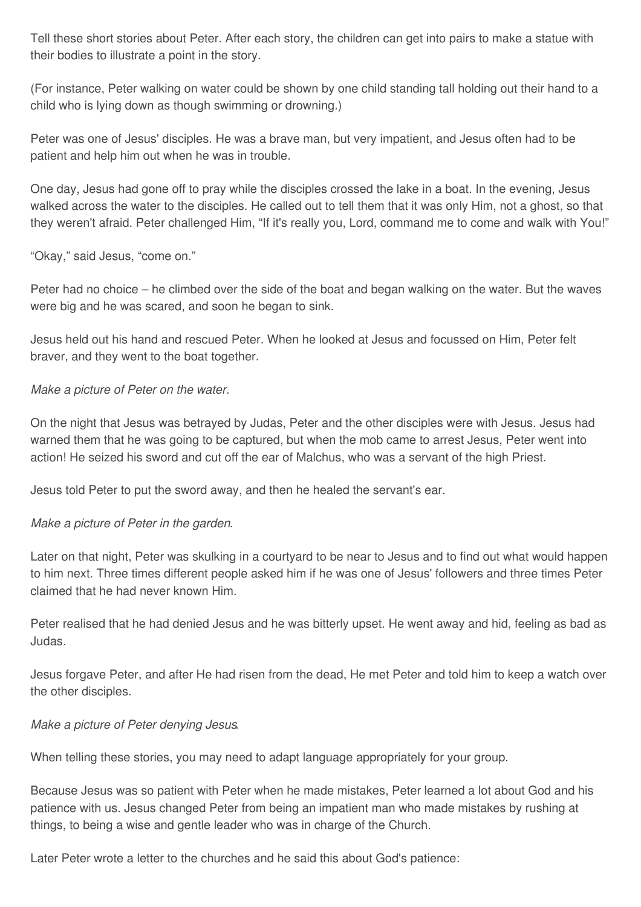Tell these short stories about Peter. After each story, the children can get into pairs to make a statue with their bodies to illustrate a point in the story.

(For instance, Peter walking on water could be shown by one child standing tall holding out their hand to a child who is lying down as though swimming or drowning.)

Peter was one of Jesus' disciples. He was a brave man, but very impatient, and Jesus often had to be patient and help him out when he was in trouble.

One day, Jesus had gone off to pray while the disciples crossed the lake in a boat. In the evening, Jesus walked across the water to the disciples. He called out to tell them that it was only Him, not a ghost, so that they weren't afraid. Peter challenged Him, "If it's really you, Lord, command me to come and walk with You!"

"Okay," said Jesus, "come on."

Peter had no choice – he climbed over the side of the boat and began walking on the water. But the waves were big and he was scared, and soon he began to sink.

Jesus held out his hand and rescued Peter. When he looked at Jesus and focussed on Him, Peter felt braver, and they went to the boat together.

*Make a picture of Peter on the water.*

On the night that Jesus was betrayed by Judas, Peter and the other disciples were with Jesus. Jesus had warned them that he was going to be captured, but when the mob came to arrest Jesus, Peter went into action! He seized his sword and cut off the ear of Malchus, who was a servant of the high Priest.

Jesus told Peter to put the sword away, and then he healed the servant's ear.

*Make a picture of Peter in the garden*.

Later on that night, Peter was skulking in a courtyard to be near to Jesus and to find out what would happen to him next. Three times different people asked him if he was one of Jesus' followers and three times Peter claimed that he had never known Him.

Peter realised that he had denied Jesus and he was bitterly upset. He went away and hid, feeling as bad as Judas.

Jesus forgave Peter, and after He had risen from the dead, He met Peter and told him to keep a watch over the other disciples.

*Make a picture of Peter denying Jesus*.

When telling these stories, you may need to adapt language appropriately for your group.

Because Jesus was so patient with Peter when he made mistakes, Peter learned a lot about God and his patience with us. Jesus changed Peter from being an impatient man who made mistakes by rushing at things, to being a wise and gentle leader who was in charge of the Church.

Later Peter wrote a letter to the churches and he said this about God's patience: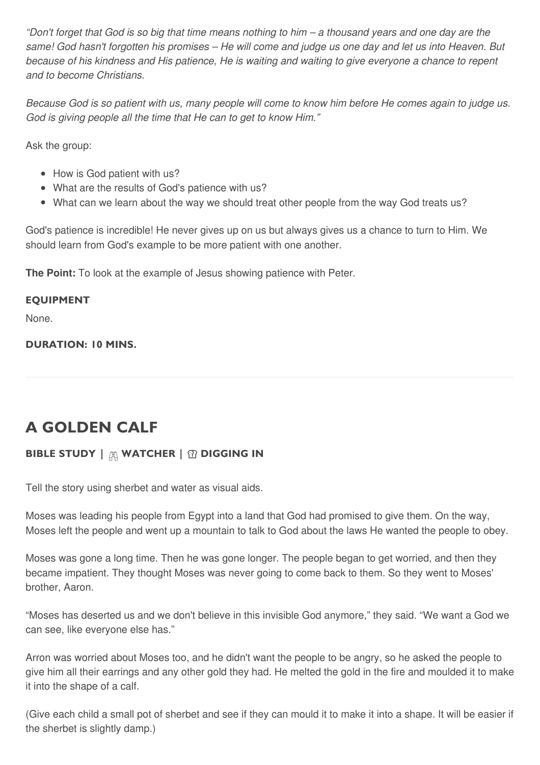*"Don't forget that God is so big that time means nothing to him – a thousand years and one day are the same! God hasn't forgotten his promises – He will come and judge us one day and let us into Heaven. But because of his kindness and His patience, He is waiting and waiting to give everyone a chance to repent and to become Christians.*

*Because God is so patient with us, many people will come to know him before He comes again to judge us. God is giving people all the time that He can to get to know Him."*

Ask the group:

- How is God patient with us?
- What are the results of God's patience with us?
- What can we learn about the way we should treat other people from the way God treats us?

God's patience is incredible! He never gives up on us but always gives us a chance to turn to Him. We should learn from God's example to be more patient with one another.

**The Point:** To look at the example of Jesus showing patience with Peter.

#### EQUIPMENT

None.

#### DURATION: 10 MINS.

---

## A GOLDEN CALF

#### BIBLE STUDY | WATCHER | DIGGING IN

Tell the story using sherbet and water as visual aids.

Moses was leading his people from Egypt into a land that God had promised to give them. On the way, Moses left the people and went up a mountain to talk to God about the laws He wanted the people to obey.

Moses was gone a long time. Then he was gone longer. The people began to get worried, and then they became impatient. They thought Moses was never going to come back to them. So they went to Moses' brother, Aaron.

"Moses has deserted us and we don't believe in this invisible God anymore," they said. "We want a God we can see, like everyone else has."

Arron was worried about Moses too, and he didn't want the people to be angry, so he asked the people to give him all their earrings and any other gold they had. He melted the gold in the fire and moulded it to make it into the shape of a calf.

(Give each child a small pot of sherbet and see if they can mould it to make it into a shape. It will be easier if the sherbet is slightly damp.)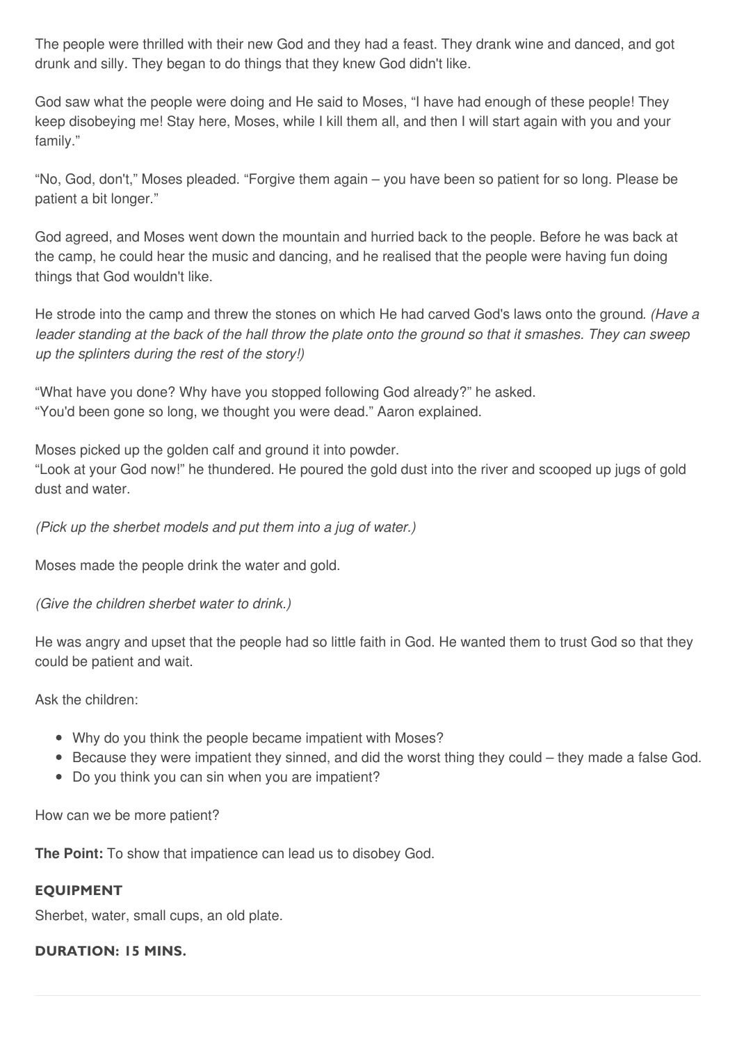The people were thrilled with their new God and they had a feast. They drank wine and danced, and got drunk and silly. They began to do things that they knew God didn't like.

God saw what the people were doing and He said to Moses, "I have had enough of these people! They keep disobeying me! Stay here, Moses, while I kill them all, and then I will start again with you and your family."

"No, God, don't," Moses pleaded. "Forgive them again – you have been so patient for so long. Please be patient a bit longer."

God agreed, and Moses went down the mountain and hurried back to the people. Before he was back at the camp, he could hear the music and dancing, and he realised that the people were having fun doing things that God wouldn't like.

He strode into the camp and threw the stones on which He had carved God's laws onto the ground. *(Have a leader standing at the back of the hall throw the plate onto the ground so that it smashes. They can sweep up the splinters during the rest of the story!)*

"What have you done? Why have you stopped following God already?" he asked.
"You'd been gone so long, we thought you were dead." Aaron explained.

Moses picked up the golden calf and ground it into powder.
"Look at your God now!" he thundered. He poured the gold dust into the river and scooped up jugs of gold dust and water.

*(Pick up the sherbet models and put them into a jug of water.)*

Moses made the people drink the water and gold.

*(Give the children sherbet water to drink.)*

He was angry and upset that the people had so little faith in God. He wanted them to trust God so that they could be patient and wait.

Ask the children:

- Why do you think the people became impatient with Moses?
- Because they were impatient they sinned, and did the worst thing they could – they made a false God.
- Do you think you can sin when you are impatient?

How can we be more patient?

**The Point:** To show that impatience can lead us to disobey God.

#### EQUIPMENT

Sherbet, water, small cups, an old plate.

#### DURATION: 15 MINS.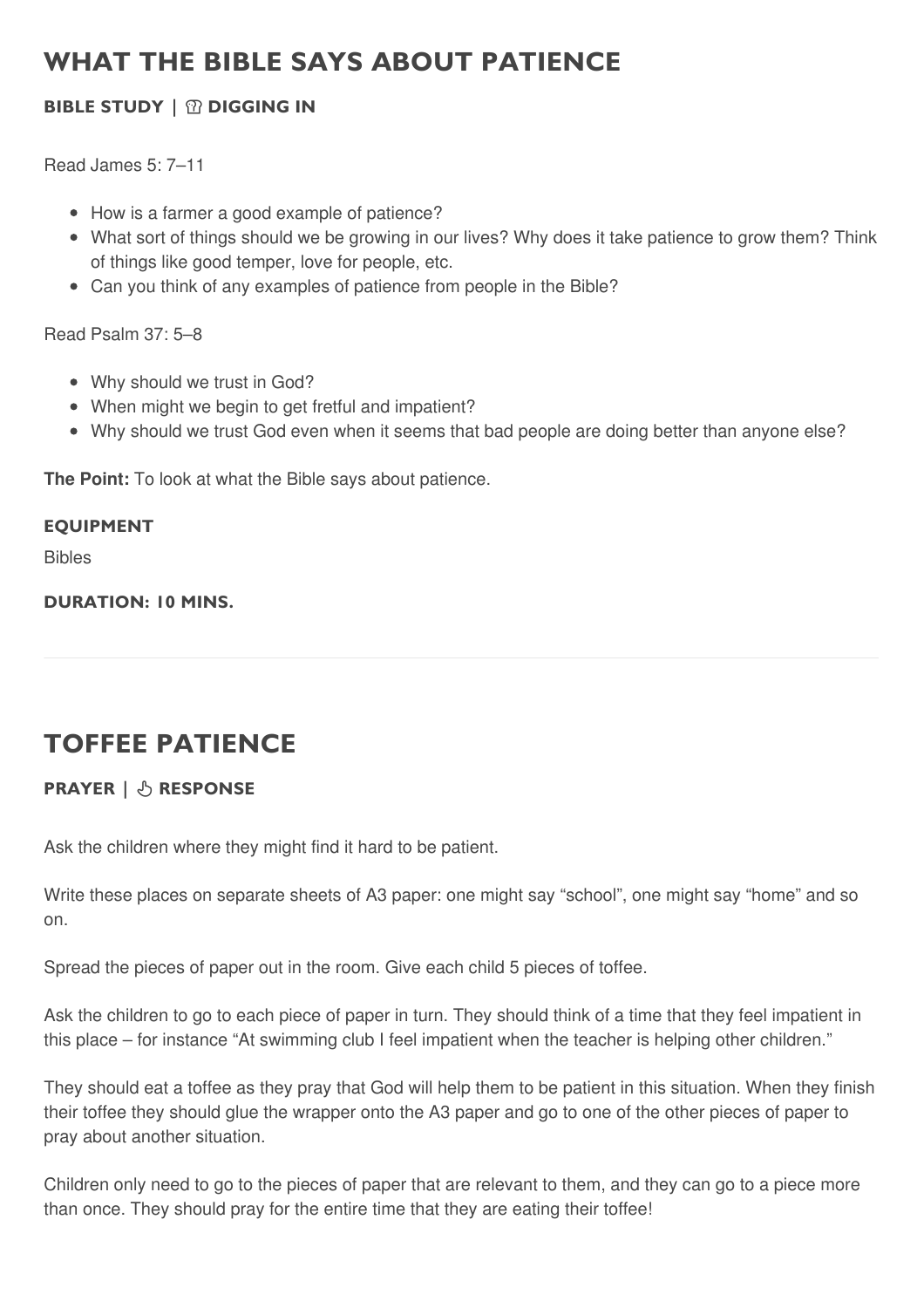## WHAT THE BIBLE SAYS ABOUT PATIENCE

**BIBLE STUDY | DIGGING IN**

Read James 5: 7–11

- How is a farmer a good example of patience?
- What sort of things should we be growing in our lives? Why does it take patience to grow them? Think of things like good temper, love for people, etc.
- Can you think of any examples of patience from people in the Bible?

Read Psalm 37: 5–8

- Why should we trust in God?
- When might we begin to get fretful and impatient?
- Why should we trust God even when it seems that bad people are doing better than anyone else?

**The Point:** To look at what the Bible says about patience.

**EQUIPMENT**

Bibles

**DURATION: 10 MINS.**

---

## TOFFEE PATIENCE

**PRAYER | RESPONSE**

Ask the children where they might find it hard to be patient.

Write these places on separate sheets of A3 paper: one might say "school", one might say "home" and so on.

Spread the pieces of paper out in the room. Give each child 5 pieces of toffee.

Ask the children to go to each piece of paper in turn. They should think of a time that they feel impatient in this place – for instance "At swimming club I feel impatient when the teacher is helping other children."

They should eat a toffee as they pray that God will help them to be patient in this situation. When they finish their toffee they should glue the wrapper onto the A3 paper and go to one of the other pieces of paper to pray about another situation.

Children only need to go to the pieces of paper that are relevant to them, and they can go to a piece more than once. They should pray for the entire time that they are eating their toffee!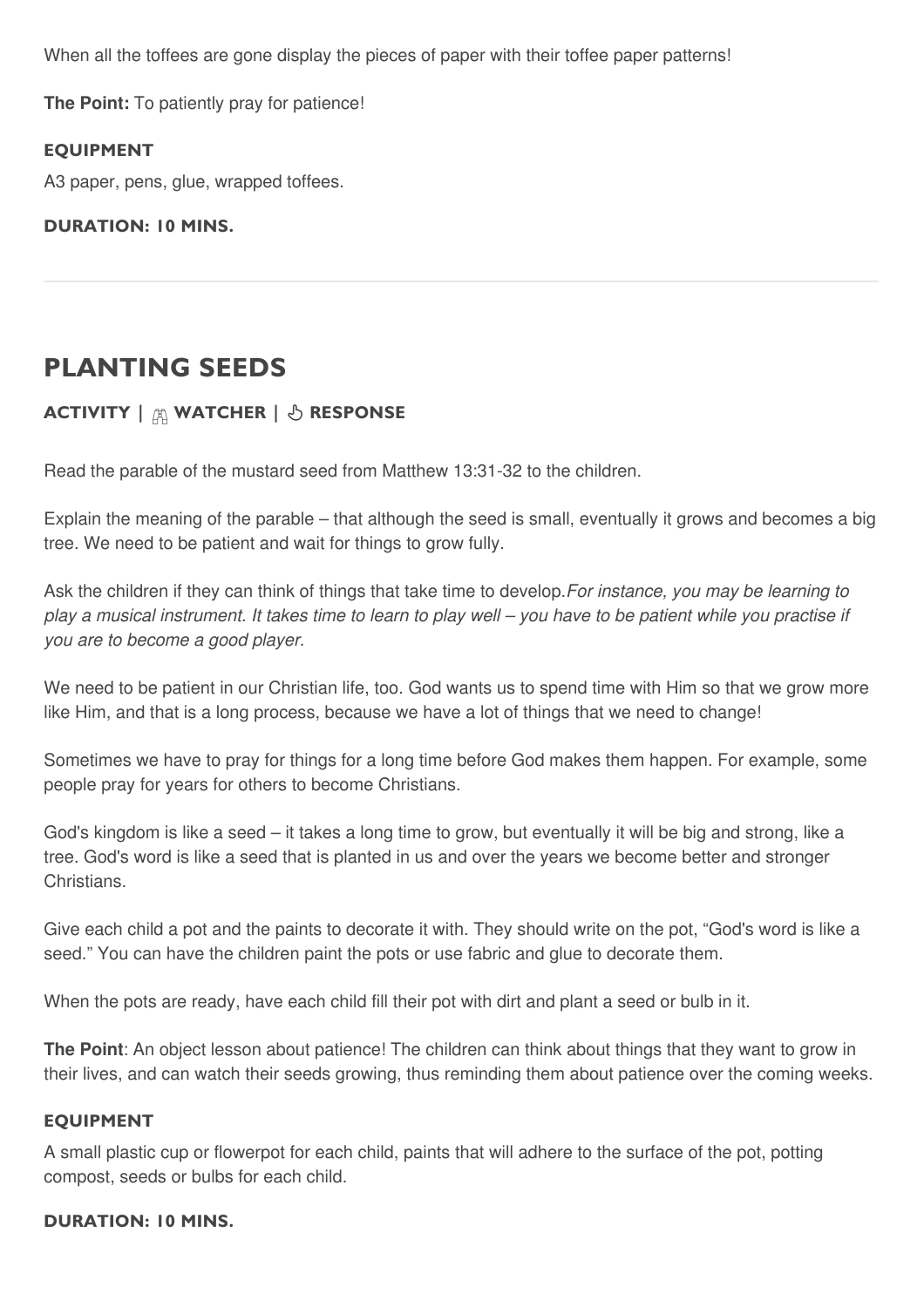When all the toffees are gone display the pieces of paper with their toffee paper patterns!

**The Point:** To patiently pray for patience!

#### EQUIPMENT

A3 paper, pens, glue, wrapped toffees.

#### DURATION: 10 MINS.

---

## PLANTING SEEDS

#### ACTIVITY | WATCHER | RESPONSE

Read the parable of the mustard seed from Matthew 13:31-32 to the children.

Explain the meaning of the parable – that although the seed is small, eventually it grows and becomes a big tree. We need to be patient and wait for things to grow fully.

Ask the children if they can think of things that take time to develop. *For instance, you may be learning to play a musical instrument. It takes time to learn to play well – you have to be patient while you practise if you are to become a good player.*

We need to be patient in our Christian life, too. God wants us to spend time with Him so that we grow more like Him, and that is a long process, because we have a lot of things that we need to change!

Sometimes we have to pray for things for a long time before God makes them happen. For example, some people pray for years for others to become Christians.

God's kingdom is like a seed – it takes a long time to grow, but eventually it will be big and strong, like a tree. God's word is like a seed that is planted in us and over the years we become better and stronger Christians.

Give each child a pot and the paints to decorate it with. They should write on the pot, "God's word is like a seed." You can have the children paint the pots or use fabric and glue to decorate them.

When the pots are ready, have each child fill their pot with dirt and plant a seed or bulb in it.

**The Point**: An object lesson about patience! The children can think about things that they want to grow in their lives, and can watch their seeds growing, thus reminding them about patience over the coming weeks.

#### EQUIPMENT

A small plastic cup or flowerpot for each child, paints that will adhere to the surface of the pot, potting compost, seeds or bulbs for each child.

#### DURATION: 10 MINS.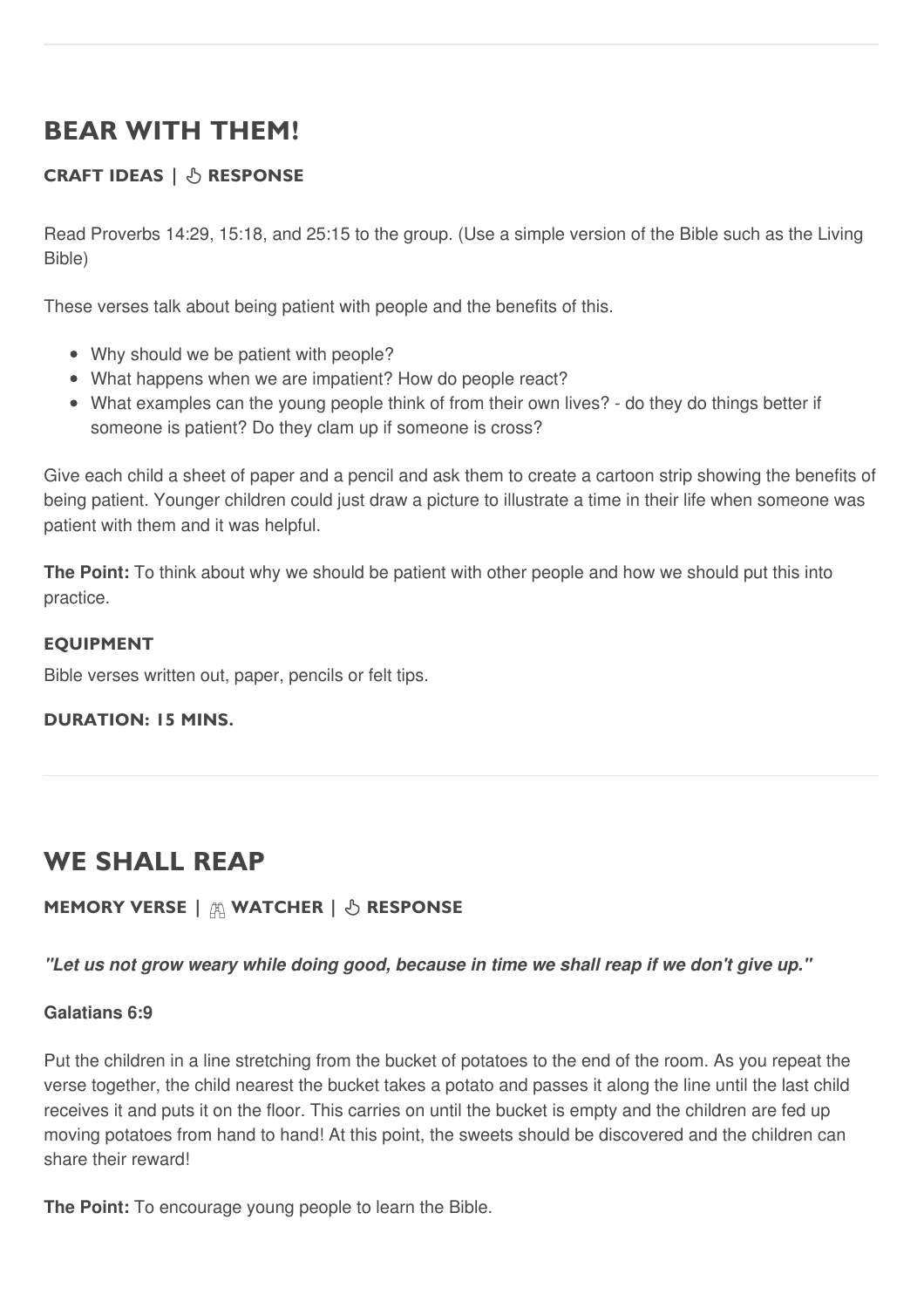## BEAR WITH THEM!

**CRAFT IDEAS | RESPONSE**

Read Proverbs 14:29, 15:18, and 25:15 to the group. (Use a simple version of the Bible such as the Living Bible)

These verses talk about being patient with people and the benefits of this.

- Why should we be patient with people?
- What happens when we are impatient? How do people react?
- What examples can the young people think of from their own lives? - do they do things better if someone is patient? Do they clam up if someone is cross?

Give each child a sheet of paper and a pencil and ask them to create a cartoon strip showing the benefits of being patient. Younger children could just draw a picture to illustrate a time in their life when someone was patient with them and it was helpful.

**The Point:** To think about why we should be patient with other people and how we should put this into practice.

#### EQUIPMENT

Bible verses written out, paper, pencils or felt tips.

**DURATION: 15 MINS.**

## WE SHALL REAP

**MEMORY VERSE | WATCHER | RESPONSE**

***"Let us not grow weary while doing good, because in time we shall reap if we don't give up."***

**Galatians 6:9**

Put the children in a line stretching from the bucket of potatoes to the end of the room. As you repeat the verse together, the child nearest the bucket takes a potato and passes it along the line until the last child receives it and puts it on the floor. This carries on until the bucket is empty and the children are fed up moving potatoes from hand to hand! At this point, the sweets should be discovered and the children can share their reward!

**The Point:** To encourage young people to learn the Bible.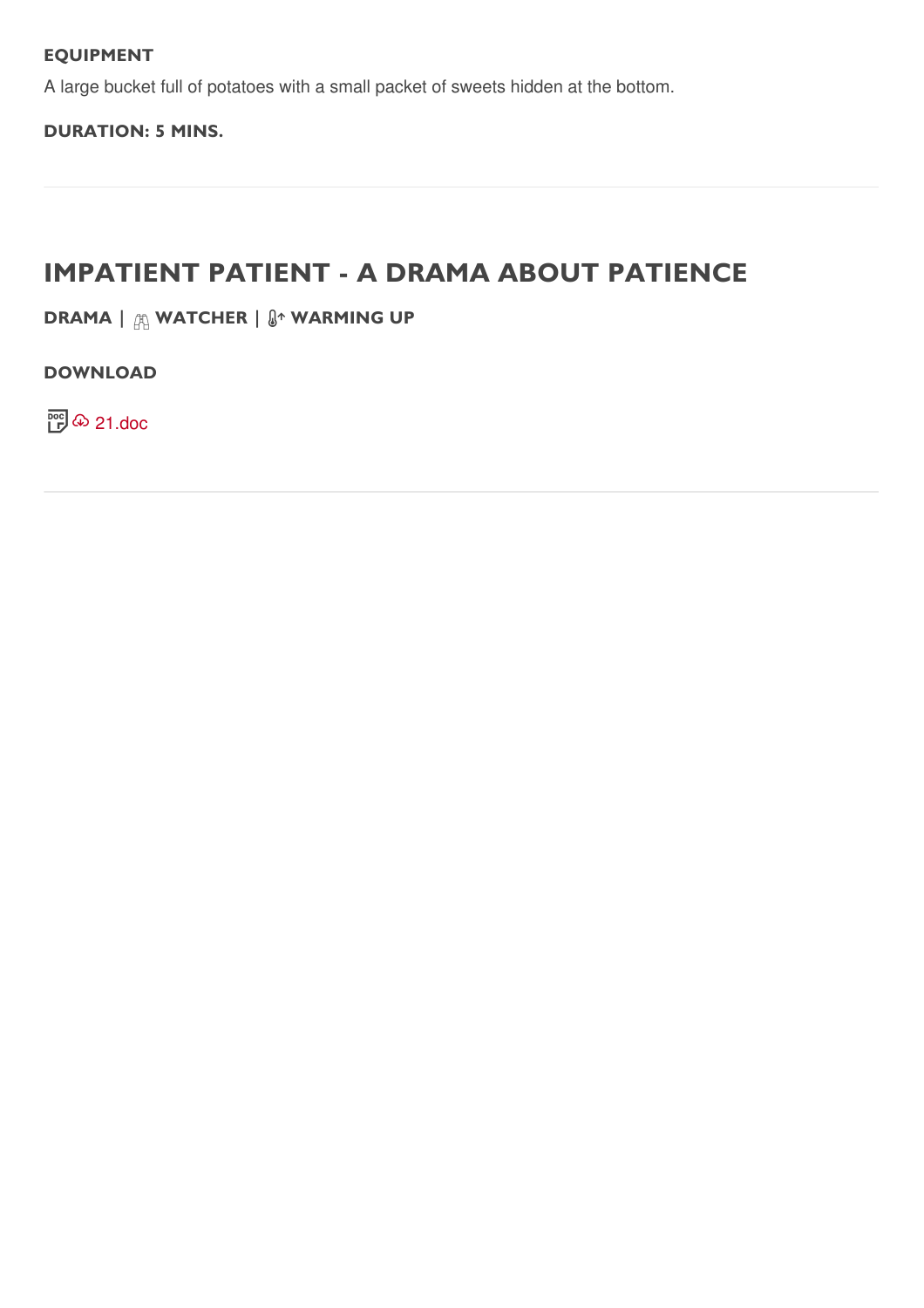**EQUIPMENT**

A large bucket full of potatoes with a small packet of sweets hidden at the bottom.

**DURATION: 5 MINS.**

---

## IMPATIENT PATIENT - A DRAMA ABOUT PATIENCE

**DRAMA | WATCHER | WARMING UP**

**DOWNLOAD**

21.doc

---